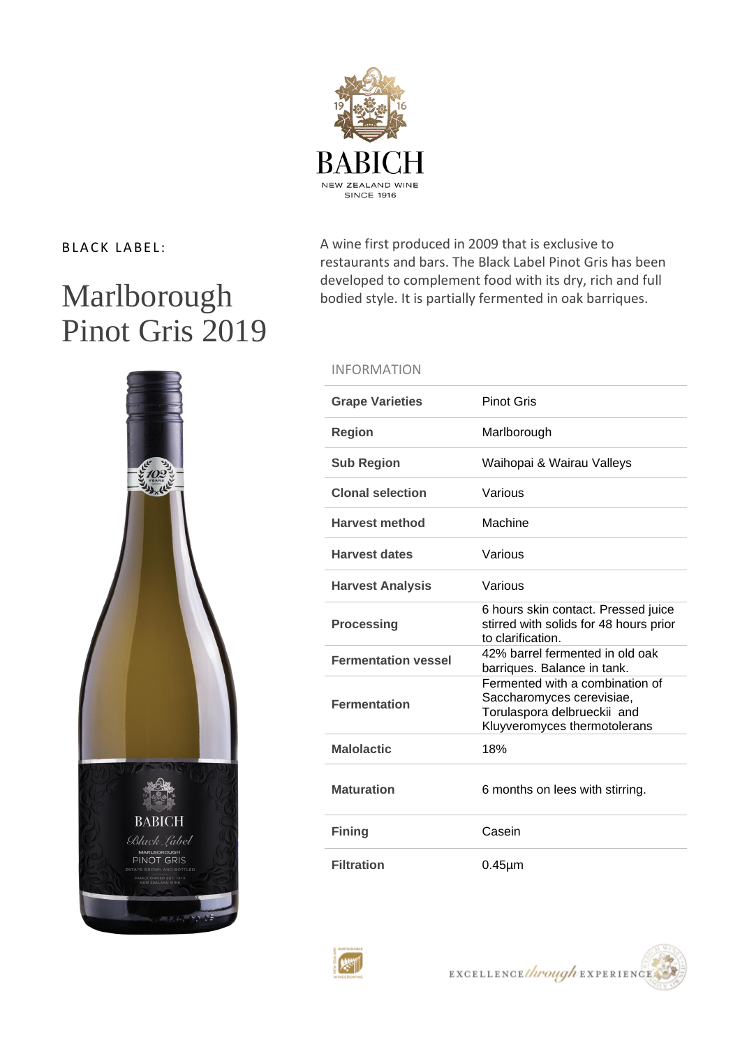BABICH

NEW ZEALAND WINE
SINCE 1916

BLACK LABEL:

# Marlborough Pinot Gris 2019

A wine first produced in 2009 that is exclusive to restaurants and bars. The Black Label Pinot Gris has been developed to complement food with its dry, rich and full bodied style. It is partially fermented in oak barriques.

## INFORMATION

| | |
|---|---|
| **Grape Varieties** | Pinot Gris |
| **Region** | Marlborough |
| **Sub Region** | Waihopai & Wairau Valleys |
| **Clonal selection** | Various |
| **Harvest method** | Machine |
| **Harvest dates** | Various |
| **Harvest Analysis** | Various |
| **Processing** | 6 hours skin contact. Pressed juice stirred with solids for 48 hours prior to clarification. |
| **Fermentation vessel** | 42% barrel fermented in old oak barriques. Balance in tank. |
| **Fermentation** | Fermented with a combination of Saccharomyces cerevisiae, Torulaspora delbrueckii and Kluyveromyces thermotolerans |
| **Malolactic** | 18% |
| **Maturation** | 6 months on lees with stirring. |
| **Fining** | Casein |
| **Filtration** | 0.45µm |

EXCELLENCE *through* EXPERIENCE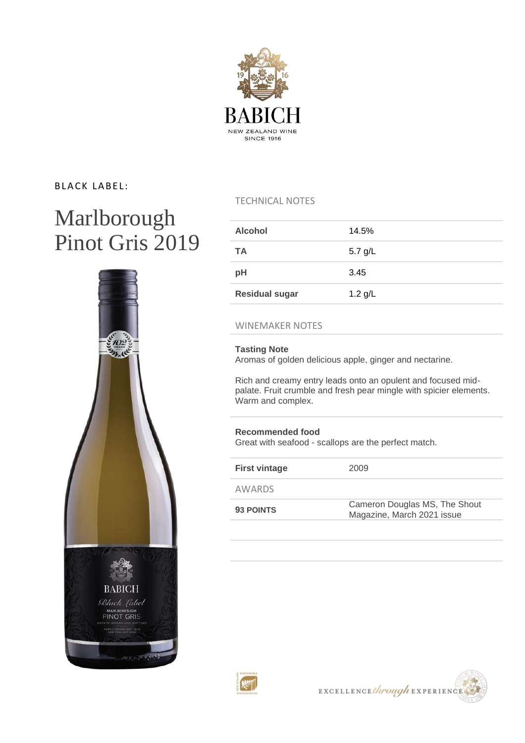BABICH

NEW ZEALAND WINE
SINCE 1916

BLACK LABEL:

# Marlborough Pinot Gris 2019

## TECHNICAL NOTES

| | |
|---|---|
| **Alcohol** | 14.5% |
| **TA** | 5.7 g/L |
| **pH** | 3.45 |
| **Residual sugar** | 1.2 g/L |

## WINEMAKER NOTES

**Tasting Note**
Aromas of golden delicious apple, ginger and nectarine.

Rich and creamy entry leads onto an opulent and focused mid-palate. Fruit crumble and fresh pear mingle with spicier elements. Warm and complex.

**Recommended food**
Great with seafood - scallops are the perfect match.

| | |
|---|---|
| **First vintage** | 2009 |

## AWARDS

| | |
|---|---|
| **93 POINTS** | Cameron Douglas MS, The Shout Magazine, March 2021 issue |

EXCELLENCE *through* EXPERIENCE